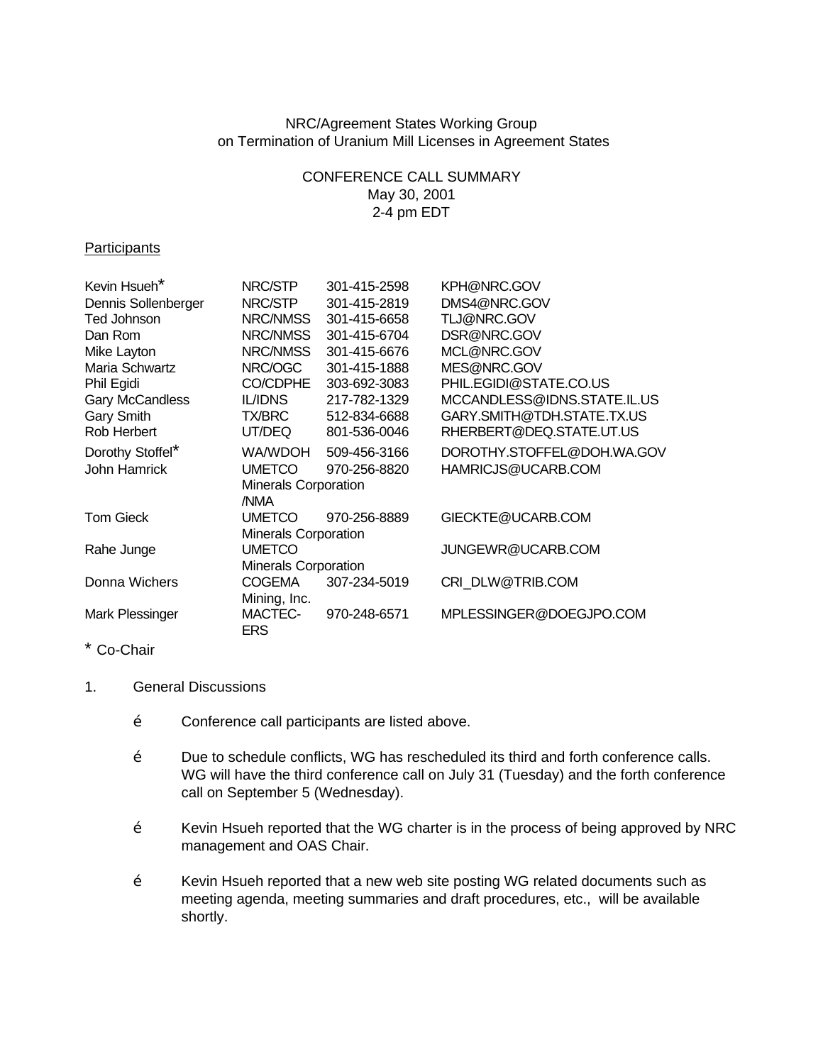NRC/Agreement States Working Group
on Termination of Uranium Mill Licenses in Agreement States

CONFERENCE CALL SUMMARY
May 30, 2001
2-4 pm EDT

Participants

| | | | |
|---|---|---|---|
| Kevin Hsueh* | NRC/STP | 301-415-2598 | KPH@NRC.GOV |
| Dennis Sollenberger | NRC/STP | 301-415-2819 | DMS4@NRC.GOV |
| Ted Johnson | NRC/NMSS | 301-415-6658 | TLJ@NRC.GOV |
| Dan Rom | NRC/NMSS | 301-415-6704 | DSR@NRC.GOV |
| Mike Layton | NRC/NMSS | 301-415-6676 | MCL@NRC.GOV |
| Maria Schwartz | NRC/OGC | 301-415-1888 | MES@NRC.GOV |
| Phil Egidi | CO/CDPHE | 303-692-3083 | PHIL.EGIDI@STATE.CO.US |
| Gary McCandless | IL/IDNS | 217-782-1329 | MCCANDLESS@IDNS.STATE.IL.US |
| Gary Smith | TX/BRC | 512-834-6688 | GARY.SMITH@TDH.STATE.TX.US |
| Rob Herbert | UT/DEQ | 801-536-0046 | RHERBERT@DEQ.STATE.UT.US |
| Dorothy Stoffel* | WA/WDOH | 509-456-3166 | DOROTHY.STOFFEL@DOH.WA.GOV |
| John Hamrick | UMETCO Minerals Corporation /NMA | 970-256-8820 | HAMRICJS@UCARB.COM |
| Tom Gieck | UMETCO Minerals Corporation | 970-256-8889 | GIECKTE@UCARB.COM |
| Rahe Junge | UMETCO Minerals Corporation | | JUNGEWR@UCARB.COM |
| Donna Wichers | COGEMA Mining, Inc. | 307-234-5019 | CRI_DLW@TRIB.COM |
| Mark Plessinger | MACTEC-ERS | 970-248-6571 | MPLESSINGER@DOEGJPO.COM |

* Co-Chair

1. General Discussions

   - Conference call participants are listed above.

   - Due to schedule conflicts, WG has rescheduled its third and forth conference calls. WG will have the third conference call on July 31 (Tuesday) and the forth conference call on September 5 (Wednesday).

   - Kevin Hsueh reported that the WG charter is in the process of being approved by NRC management and OAS Chair.

   - Kevin Hsueh reported that a new web site posting WG related documents such as meeting agenda, meeting summaries and draft procedures, etc., will be available shortly.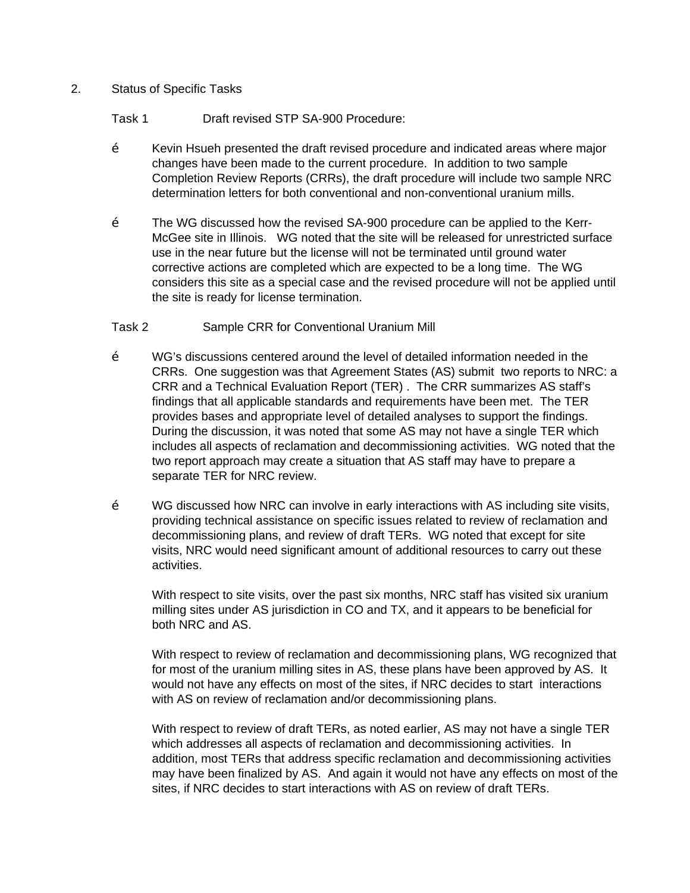2. Status of Specific Tasks

Task 1 Draft revised STP SA-900 Procedure:

- Kevin Hsueh presented the draft revised procedure and indicated areas where major changes have been made to the current procedure. In addition to two sample Completion Review Reports (CRRs), the draft procedure will include two sample NRC determination letters for both conventional and non-conventional uranium mills.

- The WG discussed how the revised SA-900 procedure can be applied to the Kerr-McGee site in Illinois. WG noted that the site will be released for unrestricted surface use in the near future but the license will not be terminated until ground water corrective actions are completed which are expected to be a long time. The WG considers this site as a special case and the revised procedure will not be applied until the site is ready for license termination.

Task 2 Sample CRR for Conventional Uranium Mill

- WG's discussions centered around the level of detailed information needed in the CRRs. One suggestion was that Agreement States (AS) submit two reports to NRC: a CRR and a Technical Evaluation Report (TER) . The CRR summarizes AS staff's findings that all applicable standards and requirements have been met. The TER provides bases and appropriate level of detailed analyses to support the findings. During the discussion, it was noted that some AS may not have a single TER which includes all aspects of reclamation and decommissioning activities. WG noted that the two report approach may create a situation that AS staff may have to prepare a separate TER for NRC review.

- WG discussed how NRC can involve in early interactions with AS including site visits, providing technical assistance on specific issues related to review of reclamation and decommissioning plans, and review of draft TERs. WG noted that except for site visits, NRC would need significant amount of additional resources to carry out these activities.

  With respect to site visits, over the past six months, NRC staff has visited six uranium milling sites under AS jurisdiction in CO and TX, and it appears to be beneficial for both NRC and AS.

  With respect to review of reclamation and decommissioning plans, WG recognized that for most of the uranium milling sites in AS, these plans have been approved by AS. It would not have any effects on most of the sites, if NRC decides to start interactions with AS on review of reclamation and/or decommissioning plans.

  With respect to review of draft TERs, as noted earlier, AS may not have a single TER which addresses all aspects of reclamation and decommissioning activities. In addition, most TERs that address specific reclamation and decommissioning activities may have been finalized by AS. And again it would not have any effects on most of the sites, if NRC decides to start interactions with AS on review of draft TERs.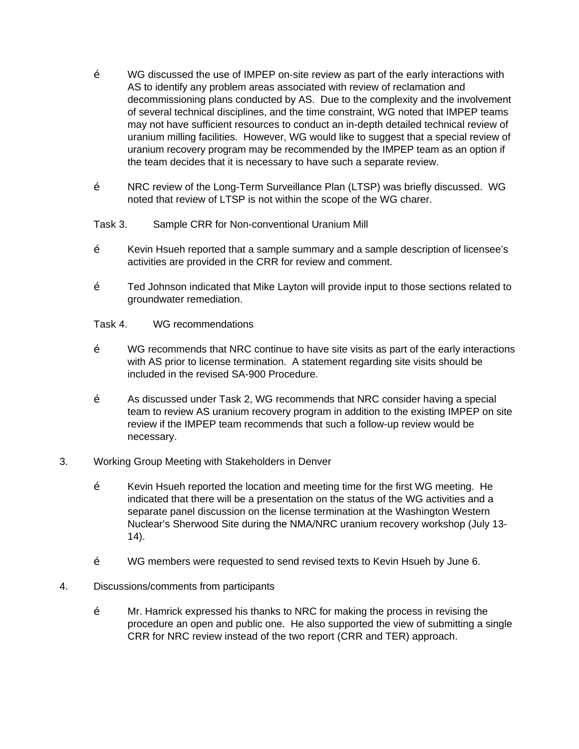- WG discussed the use of IMPEP on-site review as part of the early interactions with AS to identify any problem areas associated with review of reclamation and decommissioning plans conducted by AS. Due to the complexity and the involvement of several technical disciplines, and the time constraint, WG noted that IMPEP teams may not have sufficient resources to conduct an in-depth detailed technical review of uranium milling facilities. However, WG would like to suggest that a special review of uranium recovery program may be recommended by the IMPEP team as an option if the team decides that it is necessary to have such a separate review.

- NRC review of the Long-Term Surveillance Plan (LTSP) was briefly discussed. WG noted that review of LTSP is not within the scope of the WG charer.

Task 3. Sample CRR for Non-conventional Uranium Mill

- Kevin Hsueh reported that a sample summary and a sample description of licensee's activities are provided in the CRR for review and comment.

- Ted Johnson indicated that Mike Layton will provide input to those sections related to groundwater remediation.

Task 4. WG recommendations

- WG recommends that NRC continue to have site visits as part of the early interactions with AS prior to license termination. A statement regarding site visits should be included in the revised SA-900 Procedure.

- As discussed under Task 2, WG recommends that NRC consider having a special team to review AS uranium recovery program in addition to the existing IMPEP on site review if the IMPEP team recommends that such a follow-up review would be necessary.

3. Working Group Meeting with Stakeholders in Denver

- Kevin Hsueh reported the location and meeting time for the first WG meeting. He indicated that there will be a presentation on the status of the WG activities and a separate panel discussion on the license termination at the Washington Western Nuclear's Sherwood Site during the NMA/NRC uranium recovery workshop (July 13-14).

- WG members were requested to send revised texts to Kevin Hsueh by June 6.

4. Discussions/comments from participants

- Mr. Hamrick expressed his thanks to NRC for making the process in revising the procedure an open and public one. He also supported the view of submitting a single CRR for NRC review instead of the two report (CRR and TER) approach.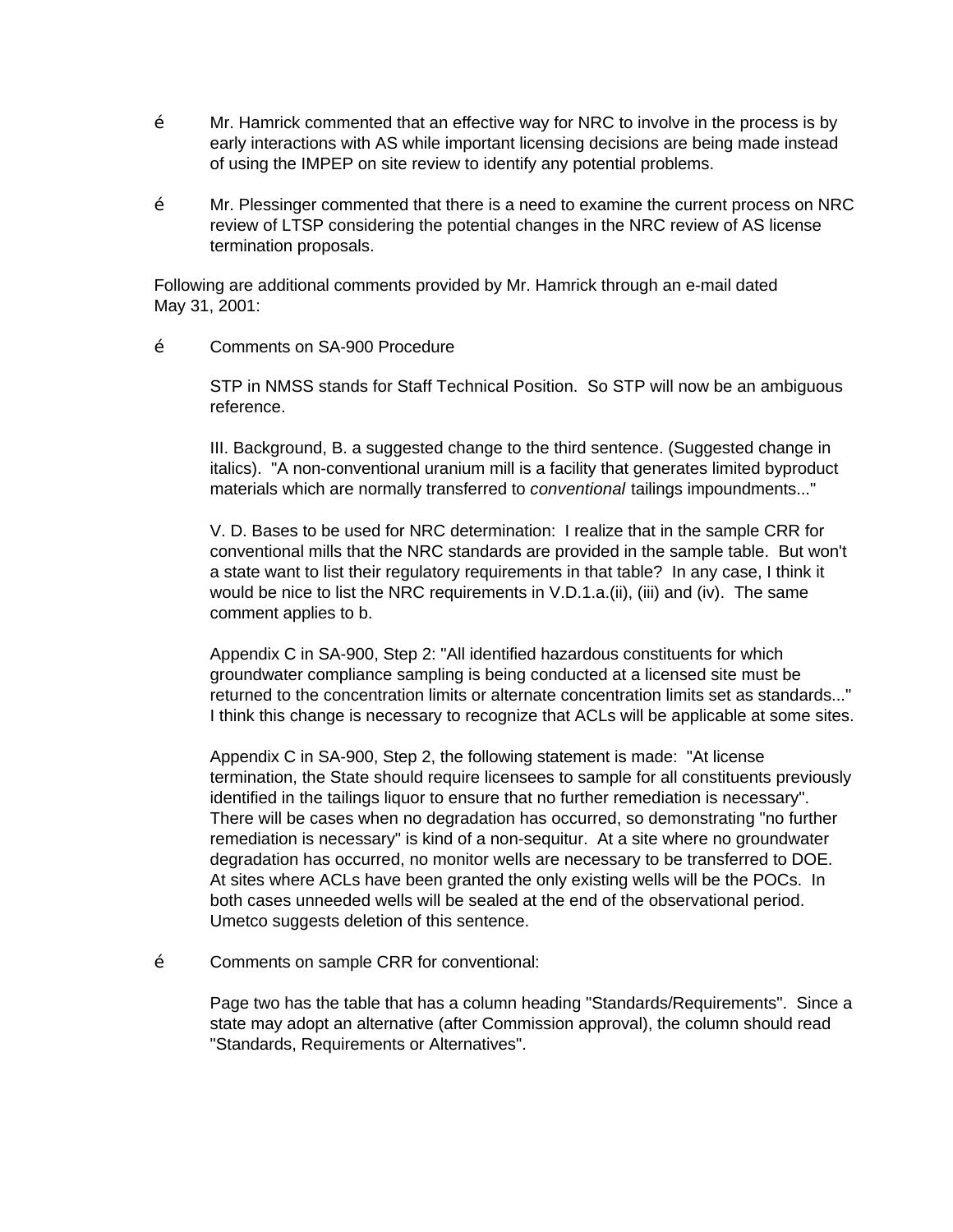- Mr. Hamrick commented that an effective way for NRC to involve in the process is by early interactions with AS while important licensing decisions are being made instead of using the IMPEP on site review to identify any potential problems.

- Mr. Plessinger commented that there is a need to examine the current process on NRC review of LTSP considering the potential changes in the NRC review of AS license termination proposals.

Following are additional comments provided by Mr. Hamrick through an e-mail dated May 31, 2001:

- Comments on SA-900 Procedure

  STP in NMSS stands for Staff Technical Position. So STP will now be an ambiguous reference.

  III. Background, B. a suggested change to the third sentence. (Suggested change in italics). "A non-conventional uranium mill is a facility that generates limited byproduct materials which are normally transferred to *conventional* tailings impoundments..."

  V. D. Bases to be used for NRC determination: I realize that in the sample CRR for conventional mills that the NRC standards are provided in the sample table. But won't a state want to list their regulatory requirements in that table? In any case, I think it would be nice to list the NRC requirements in V.D.1.a.(ii), (iii) and (iv). The same comment applies to b.

  Appendix C in SA-900, Step 2: "All identified hazardous constituents for which groundwater compliance sampling is being conducted at a licensed site must be returned to the concentration limits or alternate concentration limits set as standards..." I think this change is necessary to recognize that ACLs will be applicable at some sites.

  Appendix C in SA-900, Step 2, the following statement is made: "At license termination, the State should require licensees to sample for all constituents previously identified in the tailings liquor to ensure that no further remediation is necessary". There will be cases when no degradation has occurred, so demonstrating "no further remediation is necessary" is kind of a non-sequitur. At a site where no groundwater degradation has occurred, no monitor wells are necessary to be transferred to DOE. At sites where ACLs have been granted the only existing wells will be the POCs. In both cases unneeded wells will be sealed at the end of the observational period. Umetco suggests deletion of this sentence.

- Comments on sample CRR for conventional:

  Page two has the table that has a column heading "Standards/Requirements". Since a state may adopt an alternative (after Commission approval), the column should read "Standards, Requirements or Alternatives".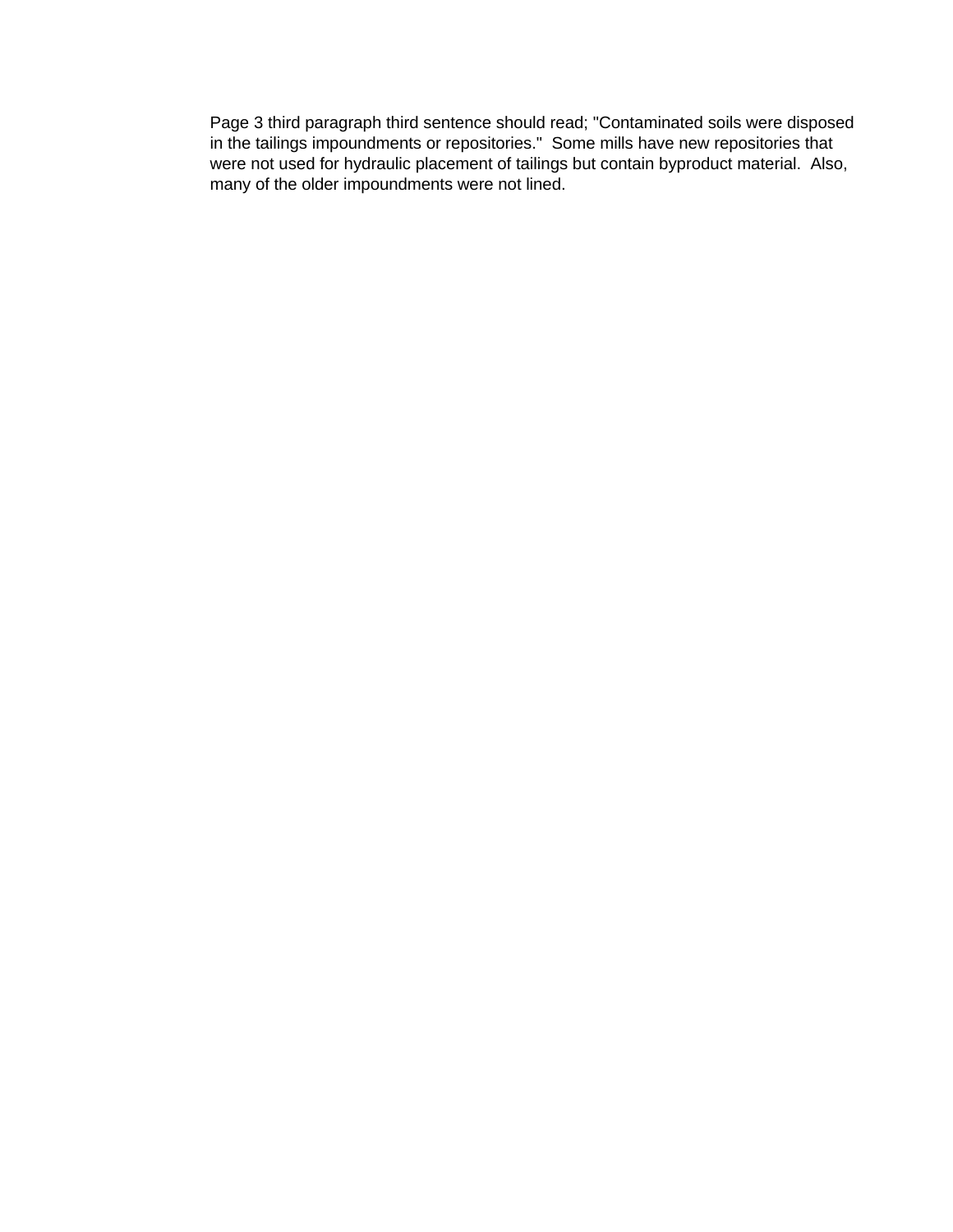Page 3 third paragraph third sentence should read; "Contaminated soils were disposed in the tailings impoundments or repositories." Some mills have new repositories that were not used for hydraulic placement of tailings but contain byproduct material. Also, many of the older impoundments were not lined.